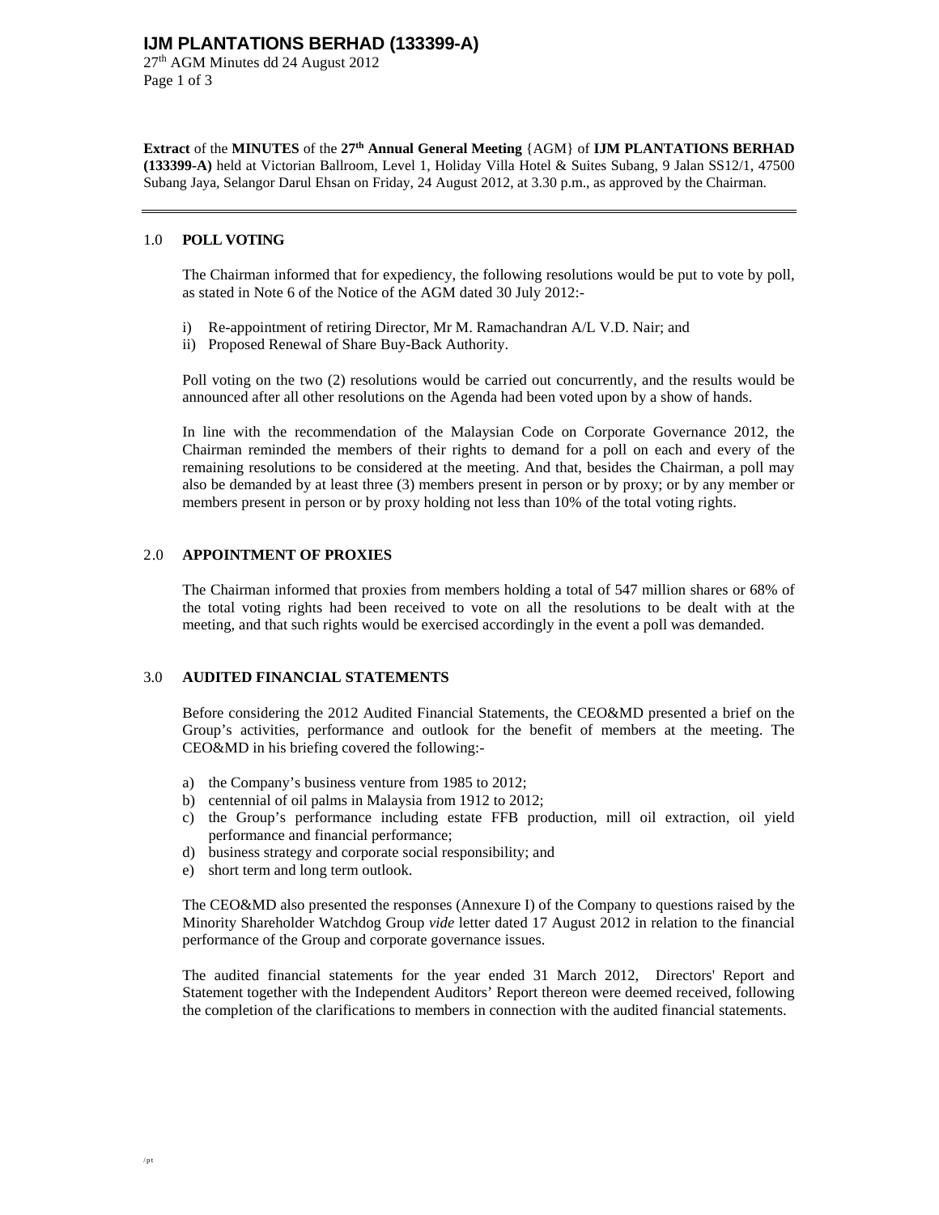**Extract** of the **MINUTES** of the **27th Annual General Meeting** {AGM} of **IJM PLANTATIONS BERHAD (133399-A)** held at Victorian Ballroom, Level 1, Holiday Villa Hotel & Suites Subang, 9 Jalan SS12/1, 47500 Subang Jaya, Selangor Darul Ehsan on Friday, 24 August 2012, at 3.30 p.m., as approved by the Chairman.

---

## 1.0 POLL VOTING

The Chairman informed that for expediency, the following resolutions would be put to vote by poll, as stated in Note 6 of the Notice of the AGM dated 30 July 2012:-

i) Re-appointment of retiring Director, Mr M. Ramachandran A/L V.D. Nair; and
ii) Proposed Renewal of Share Buy-Back Authority.

Poll voting on the two (2) resolutions would be carried out concurrently, and the results would be announced after all other resolutions on the Agenda had been voted upon by a show of hands.

In line with the recommendation of the Malaysian Code on Corporate Governance 2012, the Chairman reminded the members of their rights to demand for a poll on each and every of the remaining resolutions to be considered at the meeting. And that, besides the Chairman, a poll may also be demanded by at least three (3) members present in person or by proxy; or by any member or members present in person or by proxy holding not less than 10% of the total voting rights.

## 2.0 APPOINTMENT OF PROXIES

The Chairman informed that proxies from members holding a total of 547 million shares or 68% of the total voting rights had been received to vote on all the resolutions to be dealt with at the meeting, and that such rights would be exercised accordingly in the event a poll was demanded.

## 3.0 AUDITED FINANCIAL STATEMENTS

Before considering the 2012 Audited Financial Statements, the CEO&MD presented a brief on the Group's activities, performance and outlook for the benefit of members at the meeting. The CEO&MD in his briefing covered the following:-

a) the Company's business venture from 1985 to 2012;
b) centennial of oil palms in Malaysia from 1912 to 2012;
c) the Group's performance including estate FFB production, mill oil extraction, oil yield performance and financial performance;
d) business strategy and corporate social responsibility; and
e) short term and long term outlook.

The CEO&MD also presented the responses (Annexure I) of the Company to questions raised by the Minority Shareholder Watchdog Group *vide* letter dated 17 August 2012 in relation to the financial performance of the Group and corporate governance issues.

The audited financial statements for the year ended 31 March 2012, Directors' Report and Statement together with the Independent Auditors' Report thereon were deemed received, following the completion of the clarifications to members in connection with the audited financial statements.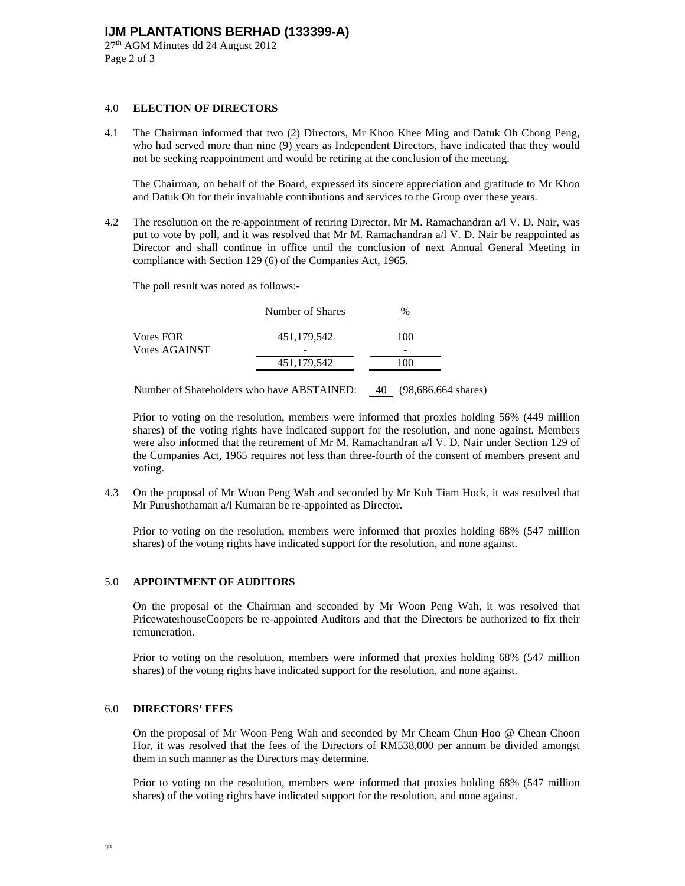## 4.0 ELECTION OF DIRECTORS

4.1 The Chairman informed that two (2) Directors, Mr Khoo Khee Ming and Datuk Oh Chong Peng, who had served more than nine (9) years as Independent Directors, have indicated that they would not be seeking reappointment and would be retiring at the conclusion of the meeting.

The Chairman, on behalf of the Board, expressed its sincere appreciation and gratitude to Mr Khoo and Datuk Oh for their invaluable contributions and services to the Group over these years.

4.2 The resolution on the re-appointment of retiring Director, Mr M. Ramachandran a/l V. D. Nair, was put to vote by poll, and it was resolved that Mr M. Ramachandran a/l V. D. Nair be reappointed as Director and shall continue in office until the conclusion of next Annual General Meeting in compliance with Section 129 (6) of the Companies Act, 1965.

The poll result was noted as follows:-

| | Number of Shares | % |
|---|---|---|
| Votes FOR | 451,179,542 | 100 |
| Votes AGAINST | - | - |
| | 451,179,542 | 100 |

Number of Shareholders who have ABSTAINED: 40 (98,686,664 shares)

Prior to voting on the resolution, members were informed that proxies holding 56% (449 million shares) of the voting rights have indicated support for the resolution, and none against. Members were also informed that the retirement of Mr M. Ramachandran a/l V. D. Nair under Section 129 of the Companies Act, 1965 requires not less than three-fourth of the consent of members present and voting.

4.3 On the proposal of Mr Woon Peng Wah and seconded by Mr Koh Tiam Hock, it was resolved that Mr Purushothaman a/l Kumaran be re-appointed as Director.

Prior to voting on the resolution, members were informed that proxies holding 68% (547 million shares) of the voting rights have indicated support for the resolution, and none against.

## 5.0 APPOINTMENT OF AUDITORS

On the proposal of the Chairman and seconded by Mr Woon Peng Wah, it was resolved that PricewaterhouseCoopers be re-appointed Auditors and that the Directors be authorized to fix their remuneration.

Prior to voting on the resolution, members were informed that proxies holding 68% (547 million shares) of the voting rights have indicated support for the resolution, and none against.

## 6.0 DIRECTORS' FEES

On the proposal of Mr Woon Peng Wah and seconded by Mr Cheam Chun Hoo @ Chean Choon Hor, it was resolved that the fees of the Directors of RM538,000 per annum be divided amongst them in such manner as the Directors may determine.

Prior to voting on the resolution, members were informed that proxies holding 68% (547 million shares) of the voting rights have indicated support for the resolution, and none against.

/pt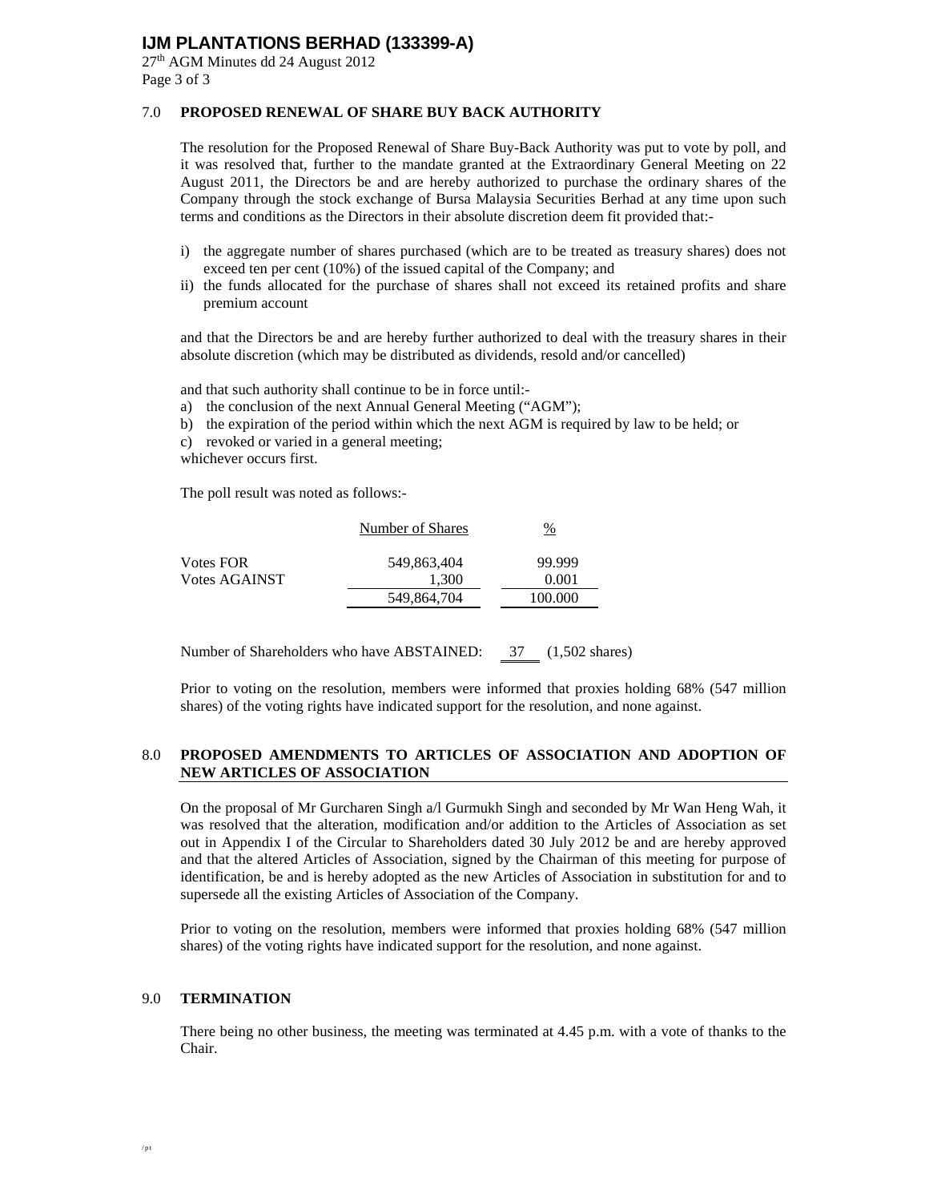## 7.0 PROPOSED RENEWAL OF SHARE BUY BACK AUTHORITY

The resolution for the Proposed Renewal of Share Buy-Back Authority was put to vote by poll, and it was resolved that, further to the mandate granted at the Extraordinary General Meeting on 22 August 2011, the Directors be and are hereby authorized to purchase the ordinary shares of the Company through the stock exchange of Bursa Malaysia Securities Berhad at any time upon such terms and conditions as the Directors in their absolute discretion deem fit provided that:-

i) the aggregate number of shares purchased (which are to be treated as treasury shares) does not exceed ten per cent (10%) of the issued capital of the Company; and
ii) the funds allocated for the purchase of shares shall not exceed its retained profits and share premium account

and that the Directors be and are hereby further authorized to deal with the treasury shares in their absolute discretion (which may be distributed as dividends, resold and/or cancelled)

and that such authority shall continue to be in force until:-

a) the conclusion of the next Annual General Meeting ("AGM");
b) the expiration of the period within which the next AGM is required by law to be held; or
c) revoked or varied in a general meeting;

whichever occurs first.

The poll result was noted as follows:-

| | Number of Shares | % |
|---|---|---|
| Votes FOR | 549,863,404 | 99.999 |
| Votes AGAINST | 1,300 | 0.001 |
| | 549,864,704 | 100.000 |

Number of Shareholders who have ABSTAINED: 37 (1,502 shares)

Prior to voting on the resolution, members were informed that proxies holding 68% (547 million shares) of the voting rights have indicated support for the resolution, and none against.

## 8.0 PROPOSED AMENDMENTS TO ARTICLES OF ASSOCIATION AND ADOPTION OF NEW ARTICLES OF ASSOCIATION

On the proposal of Mr Gurcharen Singh a/l Gurmukh Singh and seconded by Mr Wan Heng Wah, it was resolved that the alteration, modification and/or addition to the Articles of Association as set out in Appendix I of the Circular to Shareholders dated 30 July 2012 be and are hereby approved and that the altered Articles of Association, signed by the Chairman of this meeting for purpose of identification, be and is hereby adopted as the new Articles of Association in substitution for and to supersede all the existing Articles of Association of the Company.

Prior to voting on the resolution, members were informed that proxies holding 68% (547 million shares) of the voting rights have indicated support for the resolution, and none against.

## 9.0 TERMINATION

There being no other business, the meeting was terminated at 4.45 p.m. with a vote of thanks to the Chair.

/pt